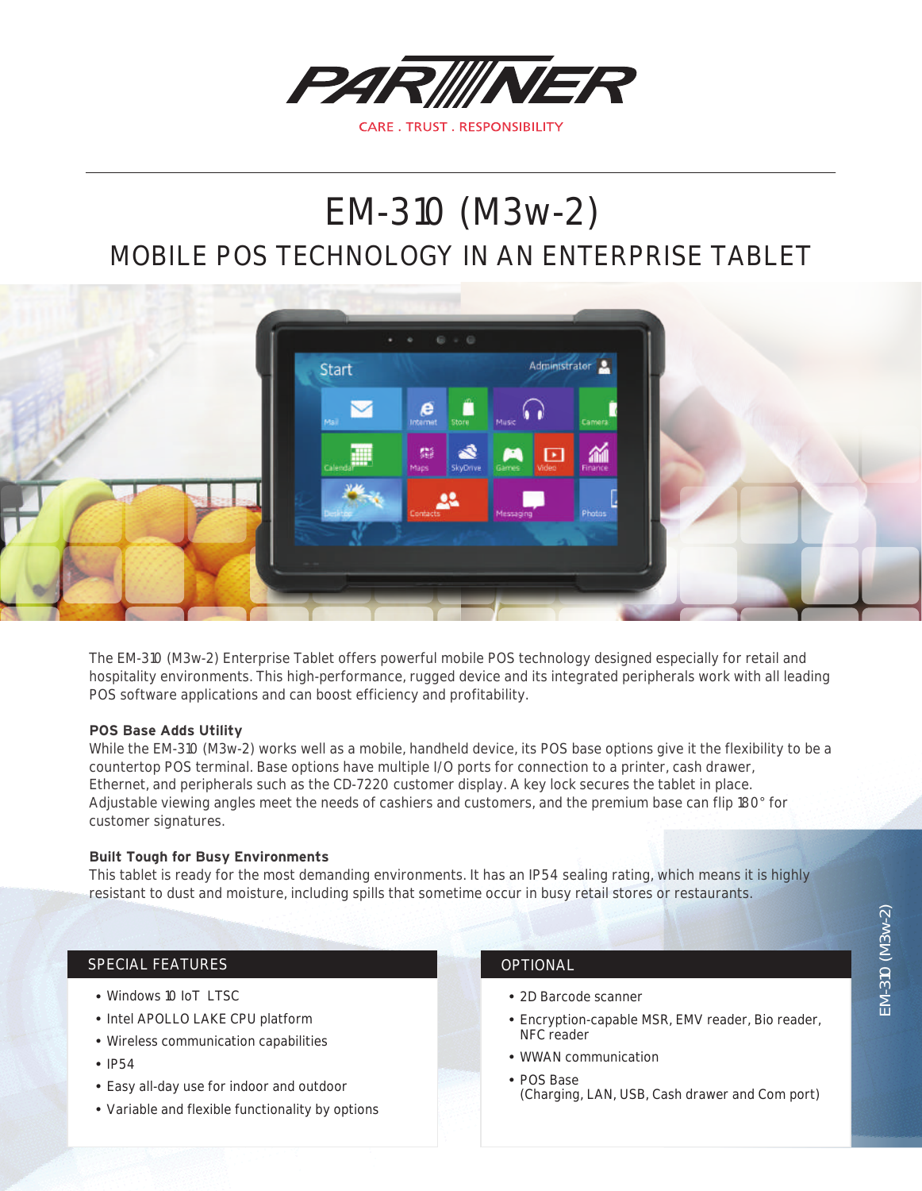PARTNER

CARE . TRUST . RESPONSIBILITY

# EM-310 (M3w-2)

## MOBILE POS TECHNOLOGY IN AN ENTERPRISE TABLET

The EM-310 (M3w-2) Enterprise Tablet offers powerful mobile POS technology designed especially for retail and hospitality environments. This high-performance, rugged device and its integrated peripherals work with all leading POS software applications and can boost efficiency and profitability.

**POS Base Adds Utility**

While the EM-310 (M3w-2) works well as a mobile, handheld device, its POS base options give it the flexibility to be a countertop POS terminal. Base options have multiple I/O ports for connection to a printer, cash drawer, Ethernet, and peripherals such as the CD-7220 customer display. A key lock secures the tablet in place. Adjustable viewing angles meet the needs of cashiers and customers, and the premium base can flip 180° for customer signatures.

**Built Tough for Busy Environments**

This tablet is ready for the most demanding environments. It has an IP54 sealing rating, which means it is highly resistant to dust and moisture, including spills that sometime occur in busy retail stores or restaurants.

### SPECIAL FEATURES

- Windows 10 IoT LTSC
- Intel APOLLO LAKE CPU platform
- Wireless communication capabilities
- IP54
- Easy all-day use for indoor and outdoor
- Variable and flexible functionality by options

### OPTIONAL

- 2D Barcode scanner
- Encryption-capable MSR, EMV reader, Bio reader, NFC reader
- WWAN communication
- POS Base
  (Charging, LAN, USB, Cash drawer and Com port)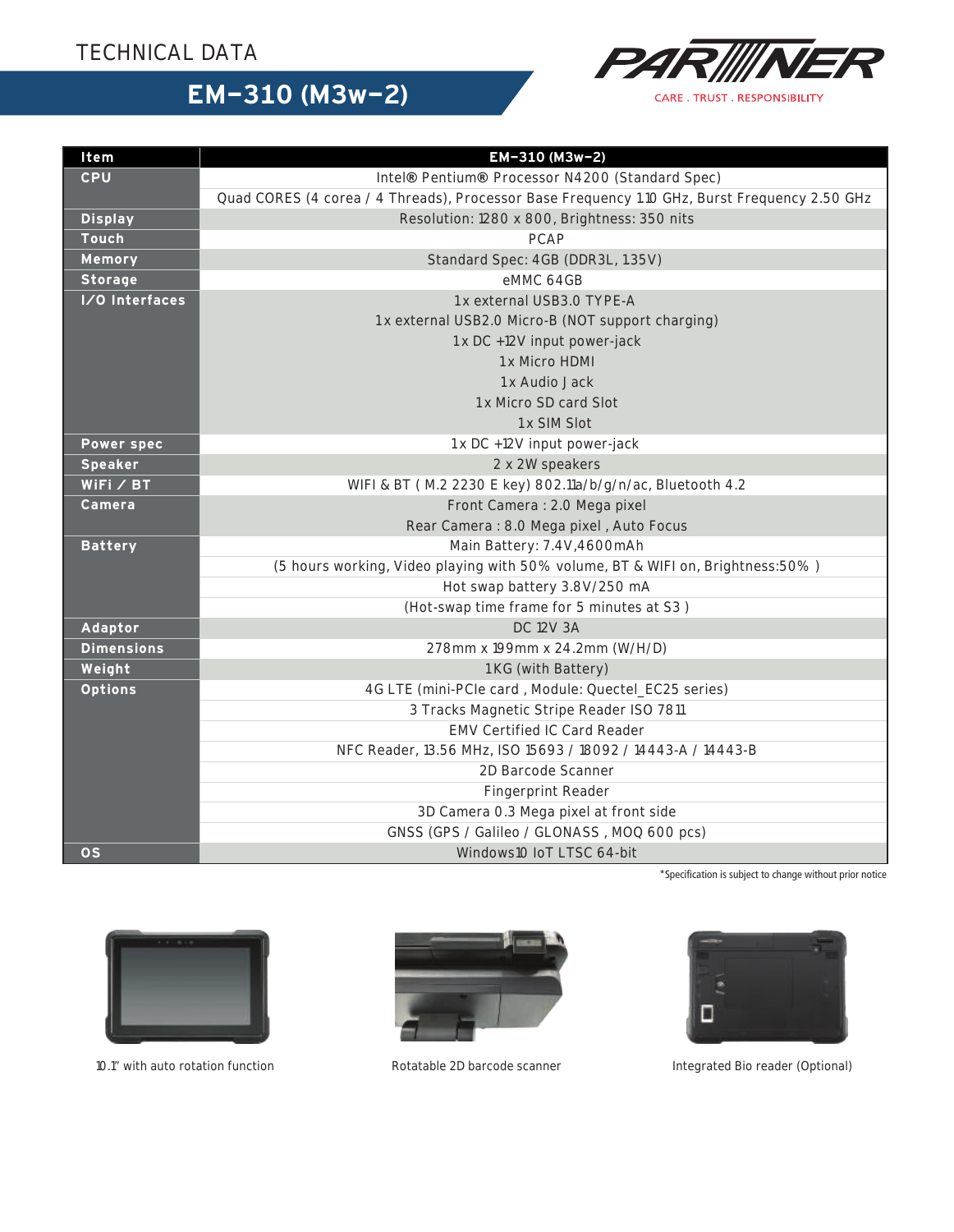TECHNICAL DATA

# EM-310 (M3w-2)

PARTNER
CARE . TRUST . RESPONSIBILITY

| Item | EM-310 (M3w-2) |
|---|---|
| CPU | Intel® Pentium® Processor N4200 (Standard Spec) |
| | Quad CORES (4 corea / 4 Threads), Processor Base Frequency 1.10 GHz, Burst Frequency 2.50 GHz |
| Display | Resolution: 1280 x 800, Brightness: 350 nits |
| Touch | PCAP |
| Memory | Standard Spec: 4GB (DDR3L, 1.35V) |
| Storage | eMMC 64GB |
| I/O Interfaces | 1x external USB3.0 TYPE-A |
| | 1x external USB2.0 Micro-B (NOT support charging) |
| | 1x DC +12V input power-jack |
| | 1x Micro HDMI |
| | 1x Audio Jack |
| | 1x Micro SD card Slot |
| | 1x SIM Slot |
| Power spec | 1x DC +12V input power-jack |
| Speaker | 2 x 2W speakers |
| WiFi / BT | WIFI & BT ( M.2 2230 E key) 802.11a/b/g/n/ac, Bluetooth 4.2 |
| Camera | Front Camera : 2.0 Mega pixel |
| | Rear Camera : 8.0 Mega pixel , Auto Focus |
| Battery | Main Battery: 7.4V,4600mAh |
| | (5 hours working, Video playing with 50% volume, BT & WIFI on, Brightness:50% ) |
| | Hot swap battery 3.8V/250 mA |
| | (Hot-swap time frame for 5 minutes at S3 ) |
| Adaptor | DC 12V 3A |
| Dimensions | 278mm x 199mm x 24.2mm (W/H/D) |
| Weight | 1KG (with Battery) |
| Options | 4G LTE (mini-PCIe card , Module: Quectel_EC25 series) |
| | 3 Tracks Magnetic Stripe Reader ISO 7811 |
| | EMV Certified IC Card Reader |
| | NFC Reader, 13.56 MHz, ISO 15693 / 18092 / 14443-A / 14443-B |
| | 2D Barcode Scanner |
| | Fingerprint Reader |
| | 3D Camera 0.3 Mega pixel at front side |
| | GNSS (GPS / Galileo / GLONASS , MOQ 600 pcs) |
| OS | Windows10 IoT LTSC 64-bit |

*Specification is subject to change without prior notice

10.1" with auto rotation function

Rotatable 2D barcode scanner

Integrated Bio reader (Optional)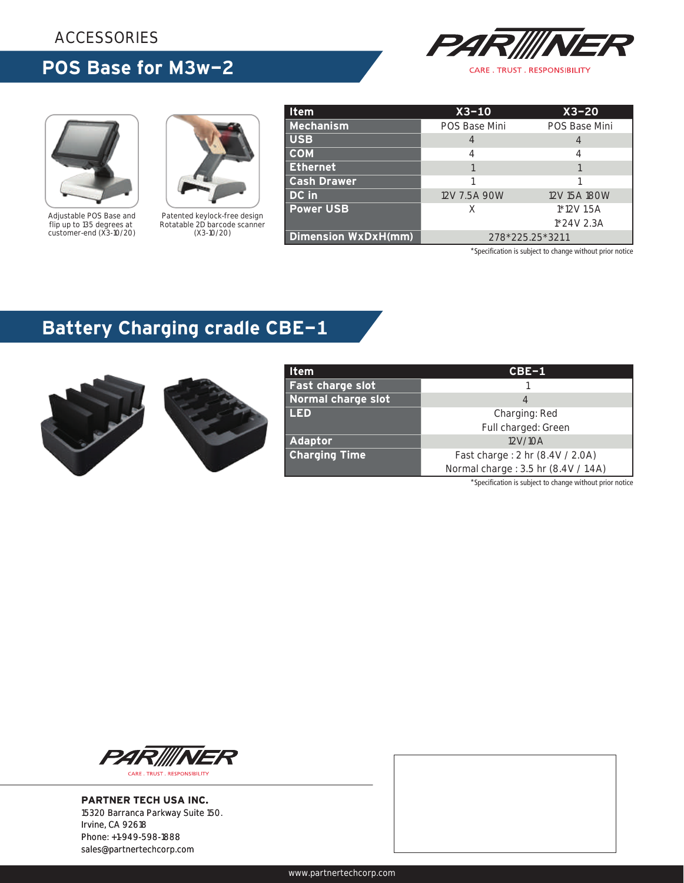ACCESSORIES

# POS Base for M3w-2

Adjustable POS Base and flip up to 135 degrees at customer-end (X3-10/20)

Patented keylock-free design Rotatable 2D barcode scanner (X3-10/20)

| Item | X3-10 | X3-20 |
|---|---|---|
| Mechanism | POS Base Mini | POS Base Mini |
| USB | 4 | 4 |
| COM | 4 | 4 |
| Ethernet | 1 | 1 |
| Cash Drawer | 1 | 1 |
| DC in | 12V 7.5A 90W | 12V 15A 180W |
| Power USB | X | 1*12V 1.5A<br>1*24V 2.3A |
| Dimension WxDxH(mm) | 278*225.25*3211 | |

*Specification is subject to change without prior notice

# Battery Charging cradle CBE-1

| Item | CBE-1 |
|---|---|
| Fast charge slot | 1 |
| Normal charge slot | 4 |
| LED | Charging: Red<br>Full charged: Green |
| Adaptor | 12V/10A |
| Charging Time | Fast charge : 2 hr (8.4V / 2.0A)<br>Normal charge : 3.5 hr (8.4V / 1.4A) |

*Specification is subject to change without prior notice

PARTNER
CARE . TRUST . RESPONSIBILITY

**PARTNER TECH USA INC.**
15320 Barranca Parkway Suite 150.
Irvine, CA 92618
Phone: +1-949-598-1888
sales@partnertechcorp.com

www.partnertechcorp.com